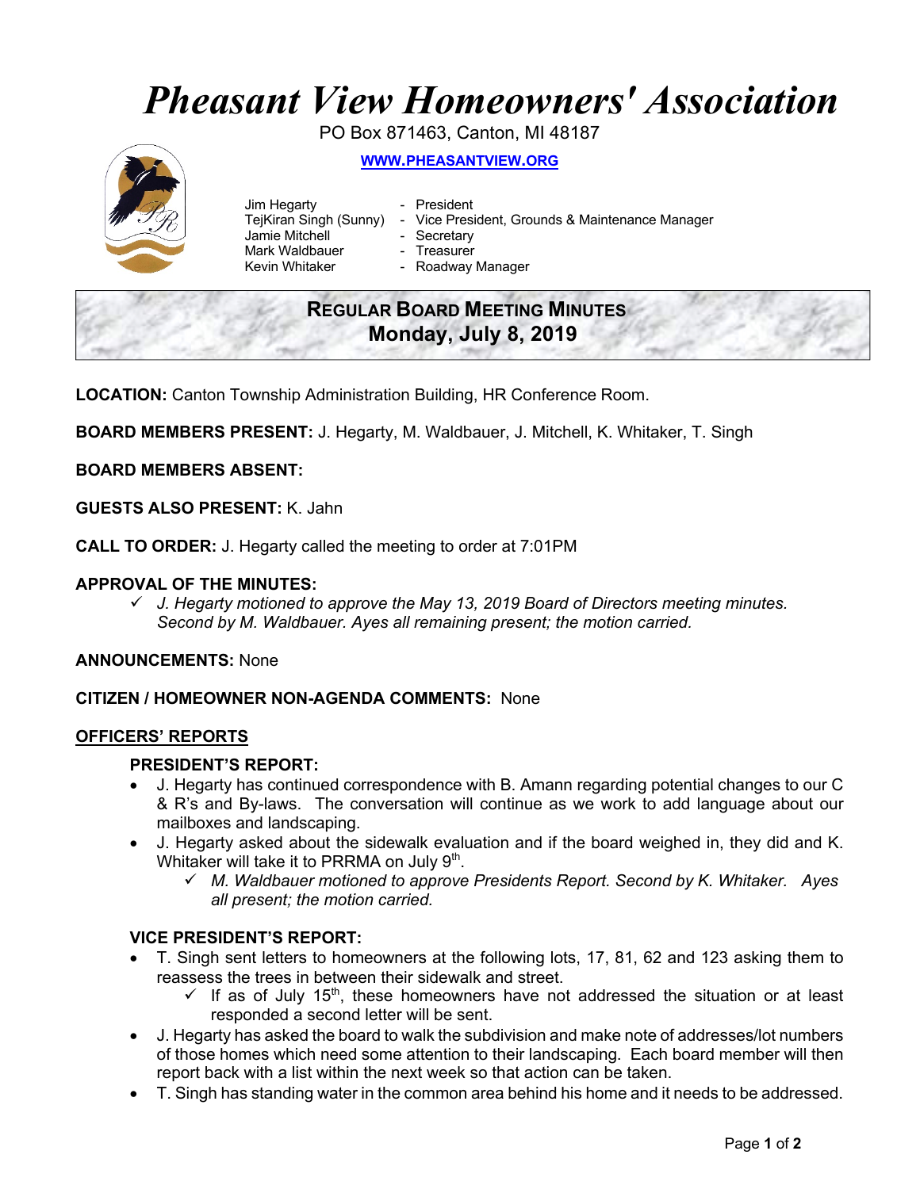# Pheasant View Homeowners' Association

PO Box 871463, Canton, MI 48187

**WWW.PHEASANTVIEW.ORG**

Jim Hegarty - President
TejKiran Singh (Sunny) - Vice President, Grounds & Maintenance Manager
Jamie Mitchell - Secretary
Mark Waldbauer - Treasurer
Kevin Whitaker - Roadway Manager

## REGULAR BOARD MEETING MINUTES
## Monday, July 8, 2019

**LOCATION:** Canton Township Administration Building, HR Conference Room.

**BOARD MEMBERS PRESENT:** J. Hegarty, M. Waldbauer, J. Mitchell, K. Whitaker, T. Singh

**BOARD MEMBERS ABSENT:**

**GUESTS ALSO PRESENT:** K. Jahn

**CALL TO ORDER:** J. Hegarty called the meeting to order at 7:01PM

**APPROVAL OF THE MINUTES:**

- ✓ *J. Hegarty motioned to approve the May 13, 2019 Board of Directors meeting minutes. Second by M. Waldbauer. Ayes all remaining present; the motion carried.*

**ANNOUNCEMENTS:** None

**CITIZEN / HOMEOWNER NON-AGENDA COMMENTS:** None

**OFFICERS' REPORTS**

### PRESIDENT'S REPORT:

- J. Hegarty has continued correspondence with B. Amann regarding potential changes to our C & R's and By-laws. The conversation will continue as we work to add language about our mailboxes and landscaping.
- J. Hegarty asked about the sidewalk evaluation and if the board weighed in, they did and K. Whitaker will take it to PRRMA on July 9th.
  - ✓ *M. Waldbauer motioned to approve Presidents Report. Second by K. Whitaker. Ayes all present; the motion carried.*

### VICE PRESIDENT'S REPORT:

- T. Singh sent letters to homeowners at the following lots, 17, 81, 62 and 123 asking them to reassess the trees in between their sidewalk and street.
  - ✓ If as of July 15th, these homeowners have not addressed the situation or at least responded a second letter will be sent.
- J. Hegarty has asked the board to walk the subdivision and make note of addresses/lot numbers of those homes which need some attention to their landscaping. Each board member will then report back with a list within the next week so that action can be taken.
- T. Singh has standing water in the common area behind his home and it needs to be addressed.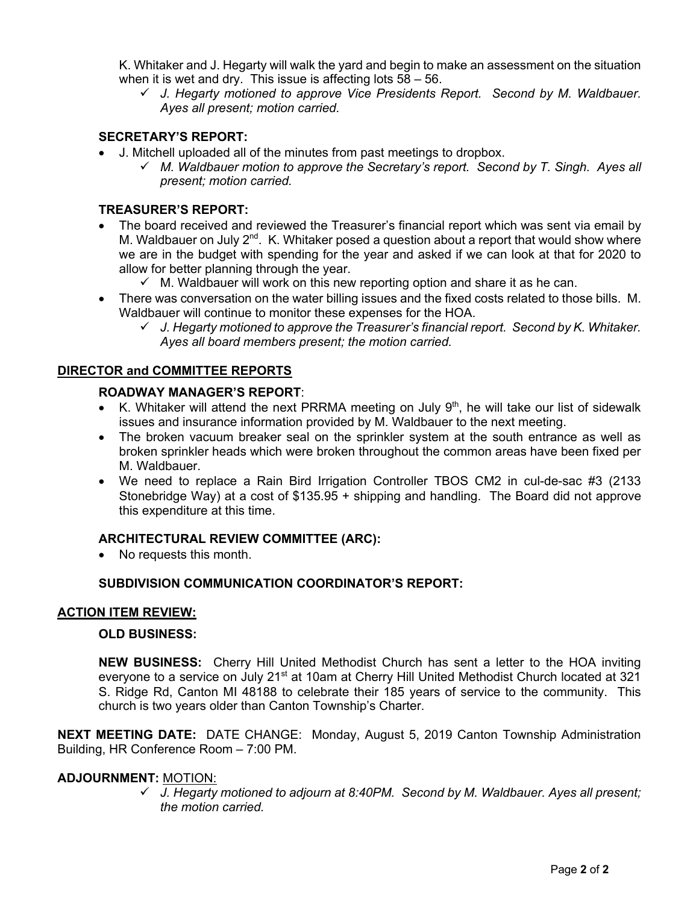K. Whitaker and J. Hegarty will walk the yard and begin to make an assessment on the situation when it is wet and dry. This issue is affecting lots 58 – 56.

- ✓ *J. Hegarty motioned to approve Vice Presidents Report. Second by M. Waldbauer. Ayes all present; motion carried.*

### SECRETARY'S REPORT:

- J. Mitchell uploaded all of the minutes from past meetings to dropbox.
  - ✓ *M. Waldbauer motion to approve the Secretary's report. Second by T. Singh. Ayes all present; motion carried.*

### TREASURER'S REPORT:

- The board received and reviewed the Treasurer's financial report which was sent via email by M. Waldbauer on July 2nd. K. Whitaker posed a question about a report that would show where we are in the budget with spending for the year and asked if we can look at that for 2020 to allow for better planning through the year.
  - ✓ M. Waldbauer will work on this new reporting option and share it as he can.
- There was conversation on the water billing issues and the fixed costs related to those bills. M. Waldbauer will continue to monitor these expenses for the HOA.
  - ✓ *J. Hegarty motioned to approve the Treasurer's financial report. Second by K. Whitaker. Ayes all board members present; the motion carried.*

## DIRECTOR and COMMITTEE REPORTS

### ROADWAY MANAGER'S REPORT:

- K. Whitaker will attend the next PRRMA meeting on July 9th, he will take our list of sidewalk issues and insurance information provided by M. Waldbauer to the next meeting.
- The broken vacuum breaker seal on the sprinkler system at the south entrance as well as broken sprinkler heads which were broken throughout the common areas have been fixed per M. Waldbauer.
- We need to replace a Rain Bird Irrigation Controller TBOS CM2 in cul-de-sac #3 (2133 Stonebridge Way) at a cost of $135.95 + shipping and handling. The Board did not approve this expenditure at this time.

### ARCHITECTURAL REVIEW COMMITTEE (ARC):

- No requests this month.

### SUBDIVISION COMMUNICATION COORDINATOR'S REPORT:

## ACTION ITEM REVIEW:

### OLD BUSINESS:

**NEW BUSINESS:** Cherry Hill United Methodist Church has sent a letter to the HOA inviting everyone to a service on July 21st at 10am at Cherry Hill United Methodist Church located at 321 S. Ridge Rd, Canton MI 48188 to celebrate their 185 years of service to the community. This church is two years older than Canton Township's Charter.

**NEXT MEETING DATE:** DATE CHANGE: Monday, August 5, 2019 Canton Township Administration Building, HR Conference Room – 7:00 PM.

**ADJOURNMENT:** MOTION:

- ✓ *J. Hegarty motioned to adjourn at 8:40PM. Second by M. Waldbauer. Ayes all present; the motion carried.*